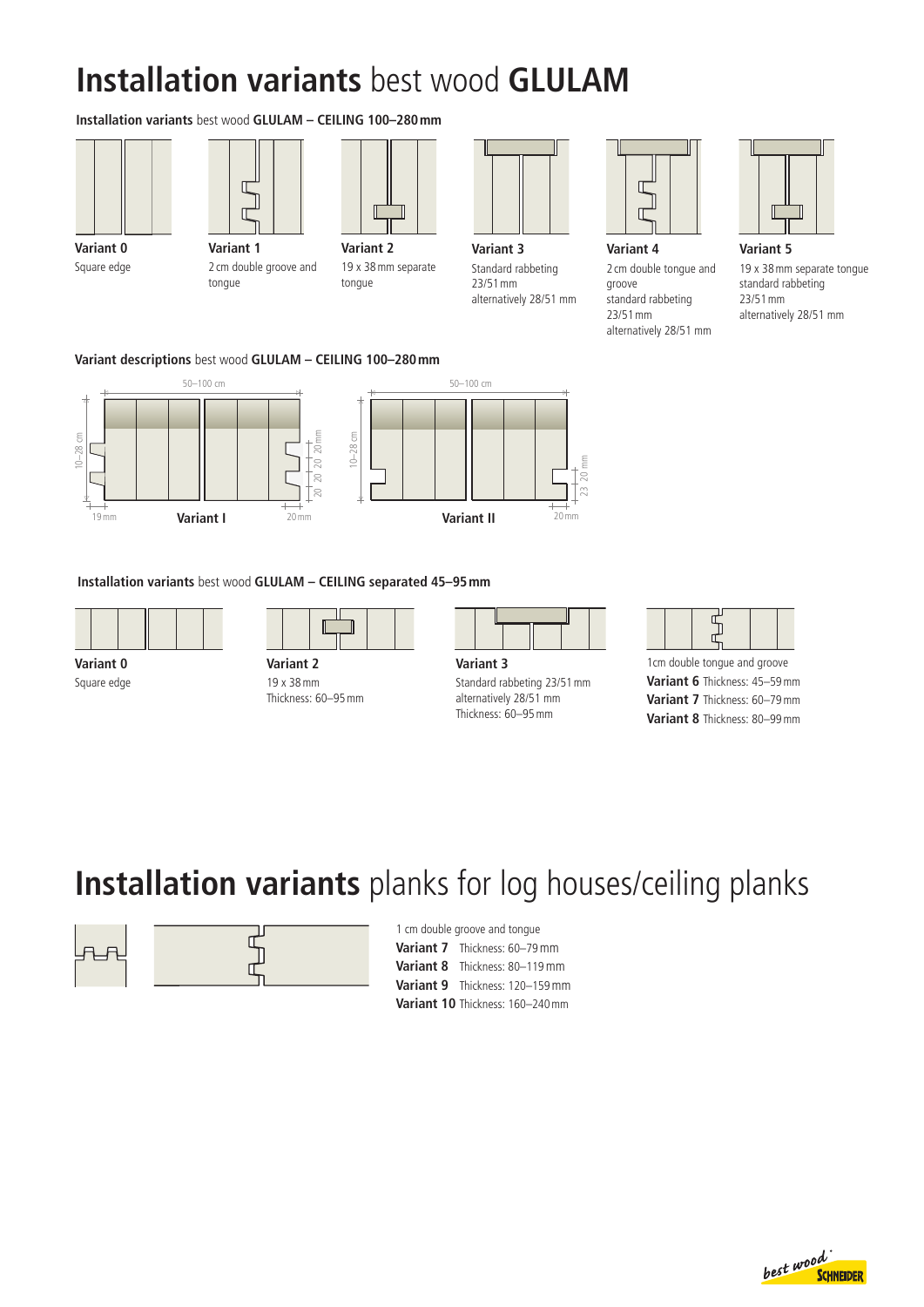# **Installation variants** best wood **GLULAM**

**Installation variants** best wood **GLULAM – CEILING 100–280 mm**

**Variant 0**
Square edge

**Variant 1**
2 cm double groove and tongue

**Variant 2**
19 x 38 mm separate tongue

**Variant 3**
Standard rabbeting 23/51 mm
alternatively 28/51 mm

**Variant 4**
2 cm double tongue and groove
standard rabbeting 23/51 mm
alternatively 28/51 mm

**Variant 5**
19 x 38 mm separate tongue
standard rabbeting 23/51 mm
alternatively 28/51 mm

**Variant descriptions** best wood **GLULAM – CEILING 100–280 mm**

50–100 cm
10–28 cm
19 mm
**Variant I**
20 mm
20 20 20 20 mm

50–100 cm
10–28 cm
**Variant II**
20 mm
23 20 mm

**Installation variants** best wood **GLULAM – CEILING separated 45–95 mm**

**Variant 0**
Square edge

**Variant 2**
19 x 38 mm
Thickness: 60–95 mm

**Variant 3**
Standard rabbeting 23/51 mm
alternatively 28/51 mm
Thickness: 60–95 mm

1cm double tongue and groove
**Variant 6** Thickness: 45–59 mm
**Variant 7** Thickness: 60–79 mm
**Variant 8** Thickness: 80–99 mm

# **Installation variants** planks for log houses/ceiling planks

1 cm double groove and tongue
**Variant 7** Thickness: 60–79 mm
**Variant 8** Thickness: 80–119 mm
**Variant 9** Thickness: 120–159 mm
**Variant 10** Thickness: 160–240 mm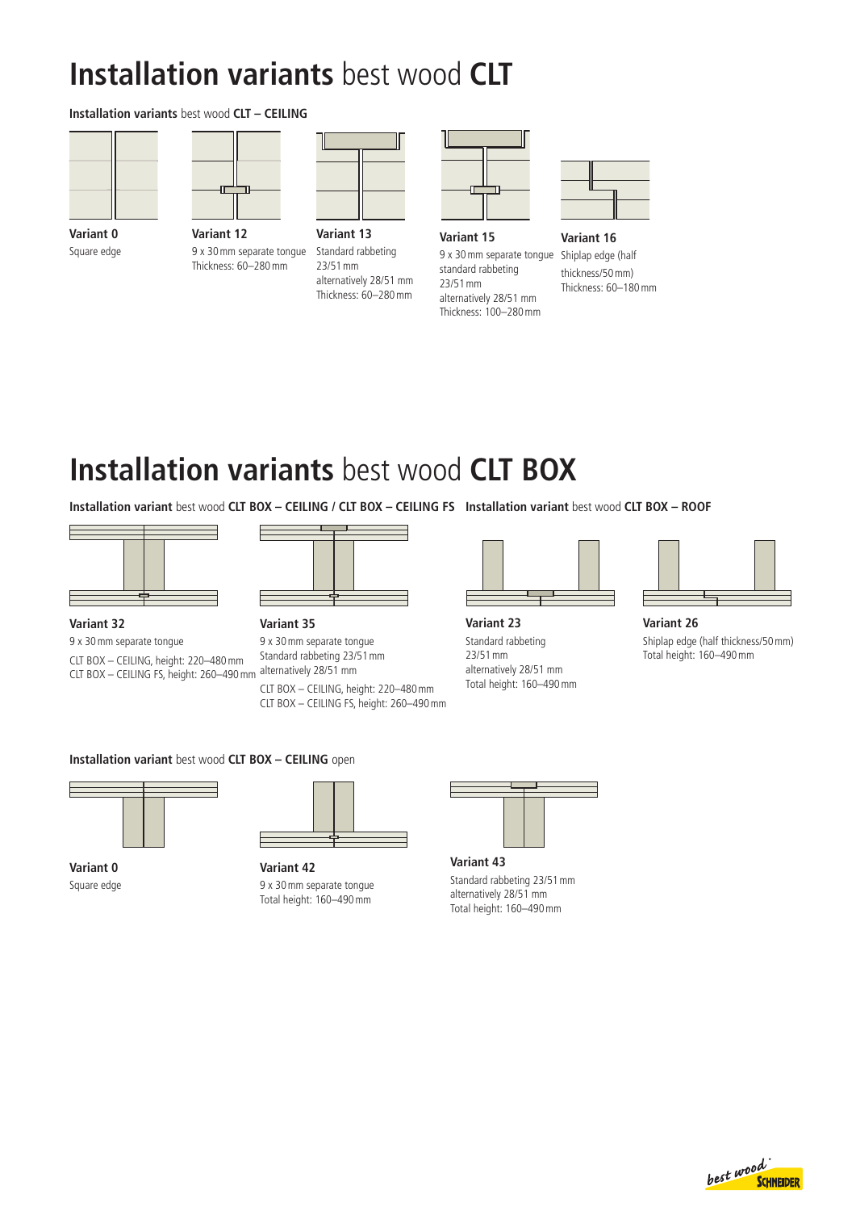# **Installation variants** best wood **CLT**

**Installation variants** best wood **CLT – CEILING**

**Variant 0**
Square edge

**Variant 12**
9 x 30 mm separate tongue
Thickness: 60–280 mm

**Variant 13**
Standard rabbeting
23/51 mm
alternatively 28/51 mm
Thickness: 60–280 mm

**Variant 15**
9 x 30 mm separate tongue
standard rabbeting
23/51 mm
alternatively 28/51 mm
Thickness: 100–280 mm

**Variant 16**
Shiplap edge (half thickness/50 mm)
Thickness: 60–180 mm

# **Installation variants** best wood **CLT BOX**

**Installation variant** best wood **CLT BOX – CEILING / CLT BOX – CEILING FS**

**Variant 32**
9 x 30 mm separate tongue
CLT BOX – CEILING, height: 220–480 mm
CLT BOX – CEILING FS, height: 260–490 mm

**Variant 35**
9 x 30 mm separate tongue
Standard rabbeting 23/51 mm
alternatively 28/51 mm
CLT BOX – CEILING, height: 220–480 mm
CLT BOX – CEILING FS, height: 260–490 mm

**Installation variant** best wood **CLT BOX – ROOF**

**Variant 23**
Standard rabbeting
23/51 mm
alternatively 28/51 mm
Total height: 160–490 mm

**Variant 26**
Shiplap edge (half thickness/50 mm)
Total height: 160–490 mm

**Installation variant** best wood **CLT BOX – CEILING** open

**Variant 0**
Square edge

**Variant 42**
9 x 30 mm separate tongue
Total height: 160–490 mm

**Variant 43**
Standard rabbeting 23/51 mm
alternatively 28/51 mm
Total height: 160–490 mm